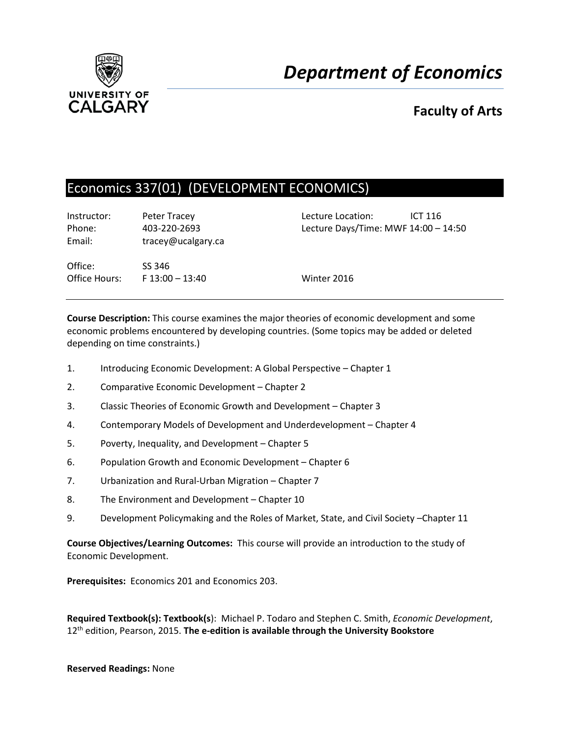UNIVERSITY OF CALGARY

# *Department of Economics*

## Faculty of Arts

## Economics 337(01) (DEVELOPMENT ECONOMICS)

| | | | |
|---|---|---|---|
| Instructor: | Peter Tracey | Lecture Location: | ICT 116 |
| Phone: | 403-220-2693 | Lecture Days/Time: | MWF 14:00 – 14:50 |
| Email: | tracey@ucalgary.ca | | |
| Office: | SS 346 | | |
| Office Hours: | F 13:00 – 13:40 | Winter 2016 | |

**Course Description:** This course examines the major theories of economic development and some economic problems encountered by developing countries. (Some topics may be added or deleted depending on time constraints.)

1. Introducing Economic Development: A Global Perspective – Chapter 1
2. Comparative Economic Development – Chapter 2
3. Classic Theories of Economic Growth and Development – Chapter 3
4. Contemporary Models of Development and Underdevelopment – Chapter 4
5. Poverty, Inequality, and Development – Chapter 5
6. Population Growth and Economic Development – Chapter 6
7. Urbanization and Rural-Urban Migration – Chapter 7
8. The Environment and Development – Chapter 10
9. Development Policymaking and the Roles of Market, State, and Civil Society –Chapter 11

**Course Objectives/Learning Outcomes:** This course will provide an introduction to the study of Economic Development.

**Prerequisites:** Economics 201 and Economics 203.

**Required Textbook(s): Textbook(s**): Michael P. Todaro and Stephen C. Smith, *Economic Development*, 12th edition, Pearson, 2015. **The e-edition is available through the University Bookstore**

**Reserved Readings:** None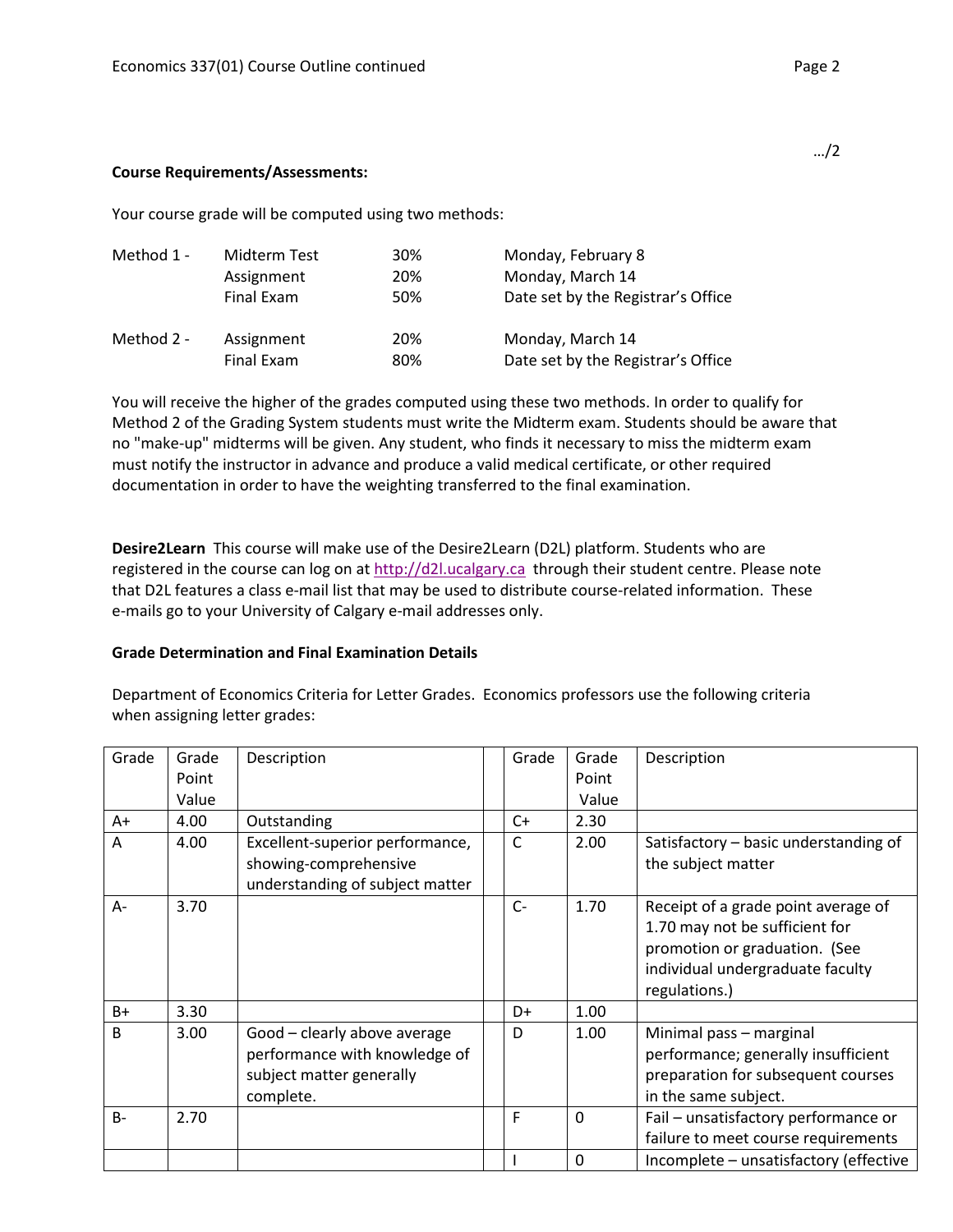…/2

**Course Requirements/Assessments:**

Your course grade will be computed using two methods:

| | | | |
|---|---|---|---|
| Method 1 - | Midterm Test | 30% | Monday, February 8 |
| | Assignment | 20% | Monday, March 14 |
| | Final Exam | 50% | Date set by the Registrar's Office |
| Method 2 - | Assignment | 20% | Monday, March 14 |
| | Final Exam | 80% | Date set by the Registrar's Office |

You will receive the higher of the grades computed using these two methods. In order to qualify for Method 2 of the Grading System students must write the Midterm exam. Students should be aware that no "make-up" midterms will be given. Any student, who finds it necessary to miss the midterm exam must notify the instructor in advance and produce a valid medical certificate, or other required documentation in order to have the weighting transferred to the final examination.

**Desire2Learn** This course will make use of the Desire2Learn (D2L) platform. Students who are registered in the course can log on at http://d2l.ucalgary.ca through their student centre. Please note that D2L features a class e-mail list that may be used to distribute course-related information. These e-mails go to your University of Calgary e-mail addresses only.

**Grade Determination and Final Examination Details**

Department of Economics Criteria for Letter Grades. Economics professors use the following criteria when assigning letter grades:

| Grade | Grade Point Value | Description | | Grade | Grade Point Value | Description |
|---|---|---|---|---|---|---|
| A+ | 4.00 | Outstanding | | C+ | 2.30 | |
| A | 4.00 | Excellent-superior performance, showing-comprehensive understanding of subject matter | | C | 2.00 | Satisfactory – basic understanding of the subject matter |
| A- | 3.70 | | | C- | 1.70 | Receipt of a grade point average of 1.70 may not be sufficient for promotion or graduation. (See individual undergraduate faculty regulations.) |
| B+ | 3.30 | | | D+ | 1.00 | |
| B | 3.00 | Good – clearly above average performance with knowledge of subject matter generally complete. | | D | 1.00 | Minimal pass – marginal performance; generally insufficient preparation for subsequent courses in the same subject. |
| B- | 2.70 | | | F | 0 | Fail – unsatisfactory performance or failure to meet course requirements |
| | | | | I | 0 | Incomplete – unsatisfactory (effective |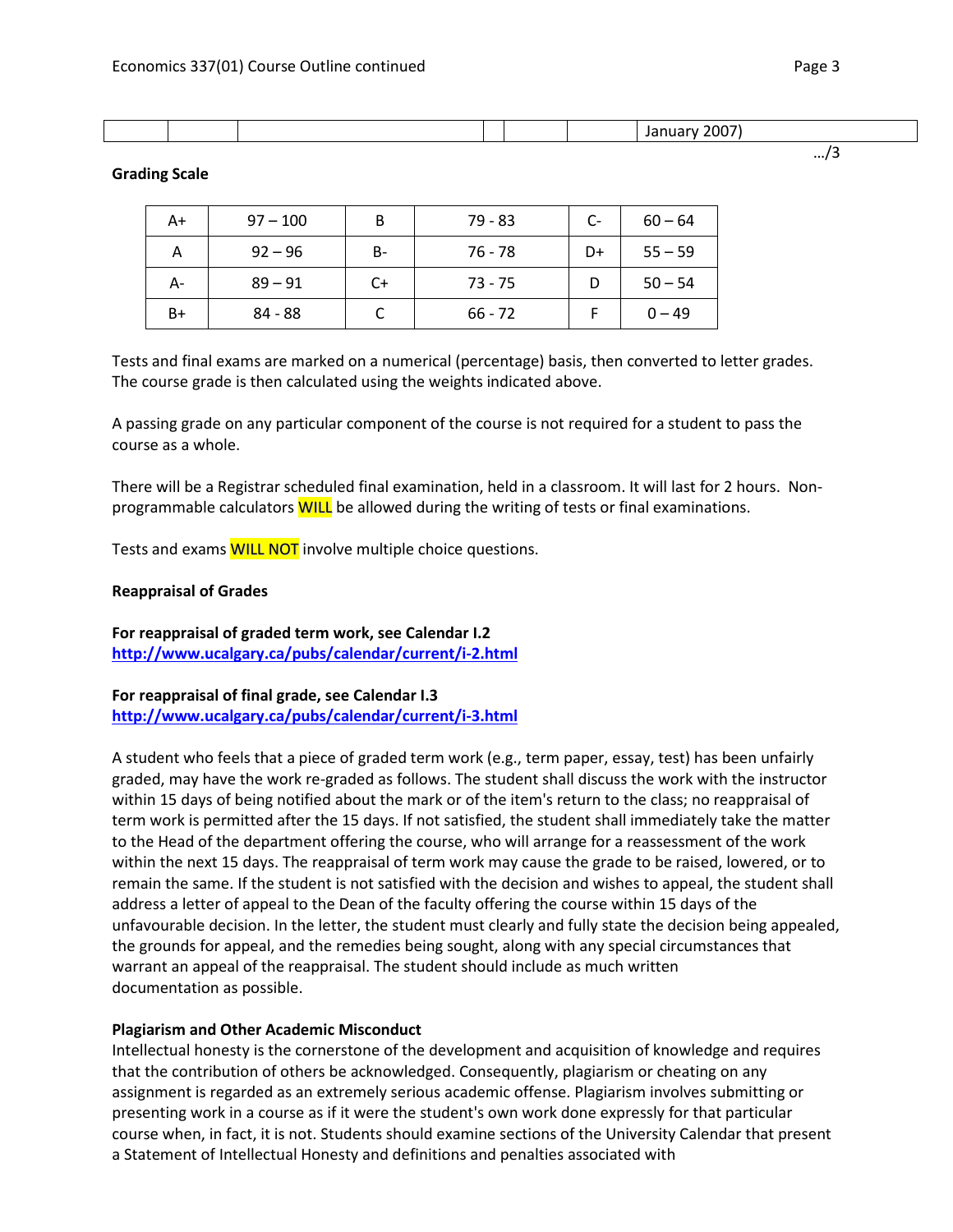| | | | | | | January 2007) |
|---|---|---|---|---|---|---|

…/3

**Grading Scale**

| A+ | 97 – 100 | B | 79 - 83 | C- | 60 – 64 |
|---|---|---|---|---|---|
| A | 92 – 96 | B- | 76 - 78 | D+ | 55 – 59 |
| A- | 89 – 91 | C+ | 73 - 75 | D | 50 – 54 |
| B+ | 84 - 88 | C | 66 - 72 | F | 0 – 49 |

Tests and final exams are marked on a numerical (percentage) basis, then converted to letter grades. The course grade is then calculated using the weights indicated above.

A passing grade on any particular component of the course is not required for a student to pass the course as a whole.

There will be a Registrar scheduled final examination, held in a classroom. It will last for 2 hours. Non-programmable calculators WILL be allowed during the writing of tests or final examinations.

Tests and exams WILL NOT involve multiple choice questions.

**Reappraisal of Grades**

**For reappraisal of graded term work, see Calendar I.2**
**http://www.ucalgary.ca/pubs/calendar/current/i-2.html**

**For reappraisal of final grade, see Calendar I.3**
**http://www.ucalgary.ca/pubs/calendar/current/i-3.html**

A student who feels that a piece of graded term work (e.g., term paper, essay, test) has been unfairly graded, may have the work re-graded as follows. The student shall discuss the work with the instructor within 15 days of being notified about the mark or of the item's return to the class; no reappraisal of term work is permitted after the 15 days. If not satisfied, the student shall immediately take the matter to the Head of the department offering the course, who will arrange for a reassessment of the work within the next 15 days. The reappraisal of term work may cause the grade to be raised, lowered, or to remain the same. If the student is not satisfied with the decision and wishes to appeal, the student shall address a letter of appeal to the Dean of the faculty offering the course within 15 days of the unfavourable decision. In the letter, the student must clearly and fully state the decision being appealed, the grounds for appeal, and the remedies being sought, along with any special circumstances that warrant an appeal of the reappraisal. The student should include as much written documentation as possible.

**Plagiarism and Other Academic Misconduct**

Intellectual honesty is the cornerstone of the development and acquisition of knowledge and requires that the contribution of others be acknowledged. Consequently, plagiarism or cheating on any assignment is regarded as an extremely serious academic offense. Plagiarism involves submitting or presenting work in a course as if it were the student's own work done expressly for that particular course when, in fact, it is not. Students should examine sections of the University Calendar that present a Statement of Intellectual Honesty and definitions and penalties associated with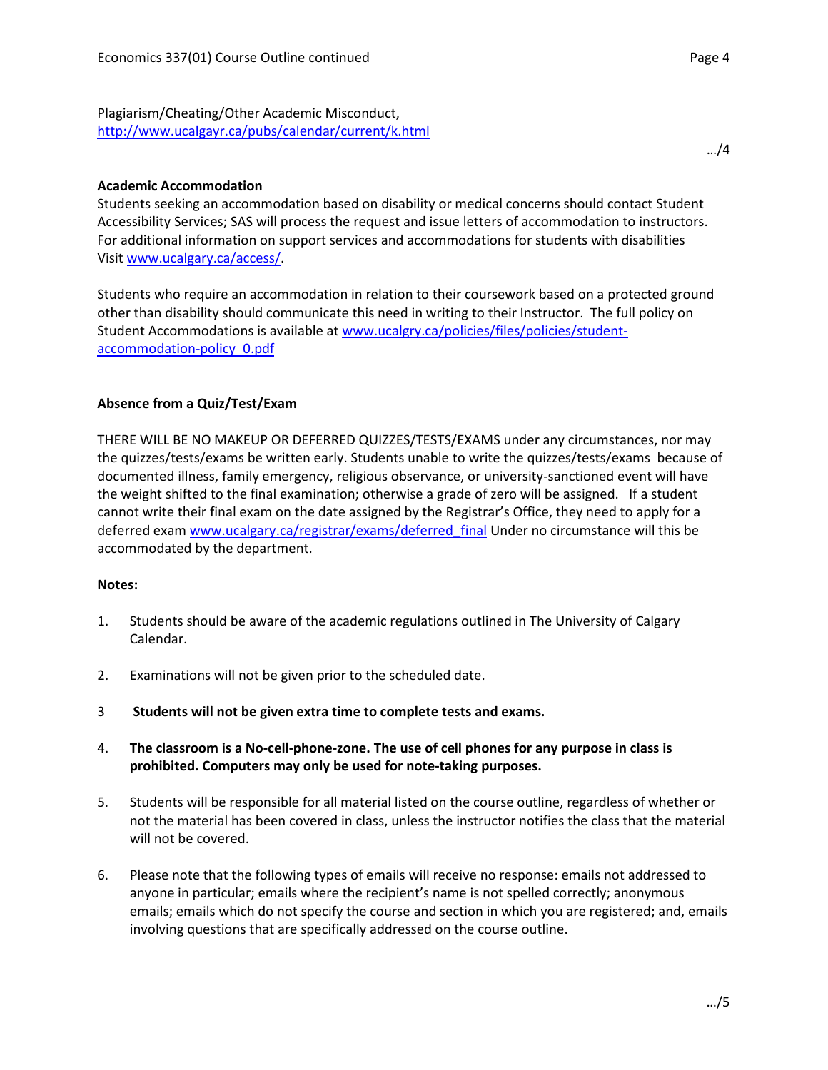Plagiarism/Cheating/Other Academic Misconduct, http://www.ucalgayr.ca/pubs/calendar/current/k.html

**Academic Accommodation**

Students seeking an accommodation based on disability or medical concerns should contact Student Accessibility Services; SAS will process the request and issue letters of accommodation to instructors. For additional information on support services and accommodations for students with disabilities Visit www.ucalgary.ca/access/.

Students who require an accommodation in relation to their coursework based on a protected ground other than disability should communicate this need in writing to their Instructor. The full policy on Student Accommodations is available at www.ucalgry.ca/policies/files/policies/student-accommodation-policy_0.pdf

**Absence from a Quiz/Test/Exam**

THERE WILL BE NO MAKEUP OR DEFERRED QUIZZES/TESTS/EXAMS under any circumstances, nor may the quizzes/tests/exams be written early. Students unable to write the quizzes/tests/exams because of documented illness, family emergency, religious observance, or university-sanctioned event will have the weight shifted to the final examination; otherwise a grade of zero will be assigned. If a student cannot write their final exam on the date assigned by the Registrar's Office, they need to apply for a deferred exam www.ucalgary.ca/registrar/exams/deferred_final Under no circumstance will this be accommodated by the department.

**Notes:**

1. Students should be aware of the academic regulations outlined in The University of Calgary Calendar.

2. Examinations will not be given prior to the scheduled date.

3 **Students will not be given extra time to complete tests and exams.**

4. **The classroom is a No-cell-phone-zone. The use of cell phones for any purpose in class is prohibited. Computers may only be used for note-taking purposes.**

5. Students will be responsible for all material listed on the course outline, regardless of whether or not the material has been covered in class, unless the instructor notifies the class that the material will not be covered.

6. Please note that the following types of emails will receive no response: emails not addressed to anyone in particular; emails where the recipient's name is not spelled correctly; anonymous emails; emails which do not specify the course and section in which you are registered; and, emails involving questions that are specifically addressed on the course outline.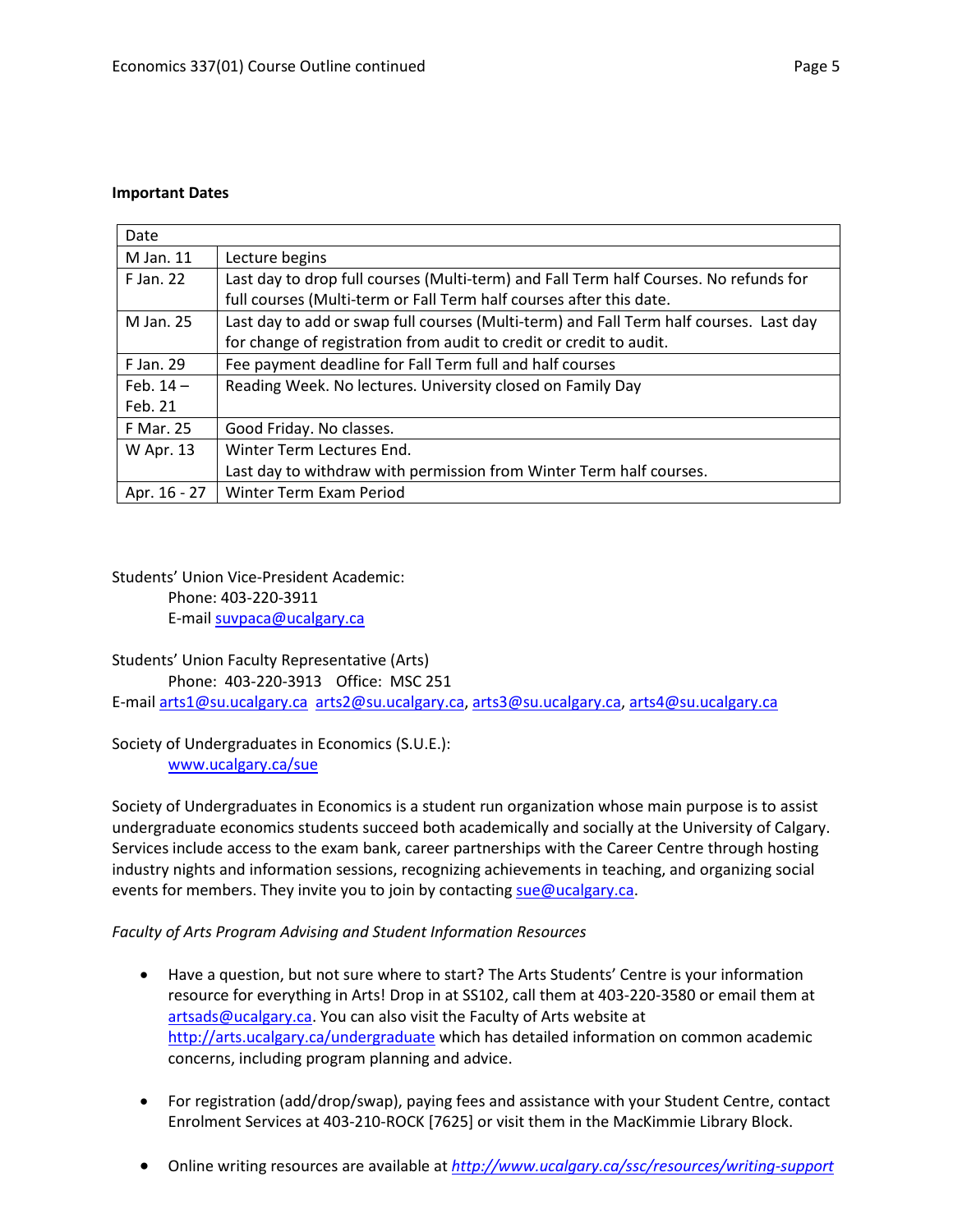**Important Dates**

| Date | |
|---|---|
| M Jan. 11 | Lecture begins |
| F Jan. 22 | Last day to drop full courses (Multi-term) and Fall Term half Courses. No refunds for full courses (Multi-term or Fall Term half courses after this date. |
| M Jan. 25 | Last day to add or swap full courses (Multi-term) and Fall Term half courses. Last day for change of registration from audit to credit or credit to audit. |
| F Jan. 29 | Fee payment deadline for Fall Term full and half courses |
| Feb. 14 – Feb. 21 | Reading Week. No lectures. University closed on Family Day |
| F Mar. 25 | Good Friday. No classes. |
| W Apr. 13 | Winter Term Lectures End. Last day to withdraw with permission from Winter Term half courses. |
| Apr. 16 - 27 | Winter Term Exam Period |

Students' Union Vice-President Academic:
Phone: 403-220-3911
E-mail suvpaca@ucalgary.ca

Students' Union Faculty Representative (Arts)
Phone: 403-220-3913 Office: MSC 251
E-mail arts1@su.ucalgary.ca arts2@su.ucalgary.ca, arts3@su.ucalgary.ca, arts4@su.ucalgary.ca

Society of Undergraduates in Economics (S.U.E.):
www.ucalgary.ca/sue

Society of Undergraduates in Economics is a student run organization whose main purpose is to assist undergraduate economics students succeed both academically and socially at the University of Calgary. Services include access to the exam bank, career partnerships with the Career Centre through hosting industry nights and information sessions, recognizing achievements in teaching, and organizing social events for members. They invite you to join by contacting sue@ucalgary.ca.

*Faculty of Arts Program Advising and Student Information Resources*

- Have a question, but not sure where to start? The Arts Students' Centre is your information resource for everything in Arts! Drop in at SS102, call them at 403-220-3580 or email them at artsads@ucalgary.ca. You can also visit the Faculty of Arts website at http://arts.ucalgary.ca/undergraduate which has detailed information on common academic concerns, including program planning and advice.

- For registration (add/drop/swap), paying fees and assistance with your Student Centre, contact Enrolment Services at 403-210-ROCK [7625] or visit them in the MacKimmie Library Block.

- Online writing resources are available at *http://www.ucalgary.ca/ssc/resources/writing-support*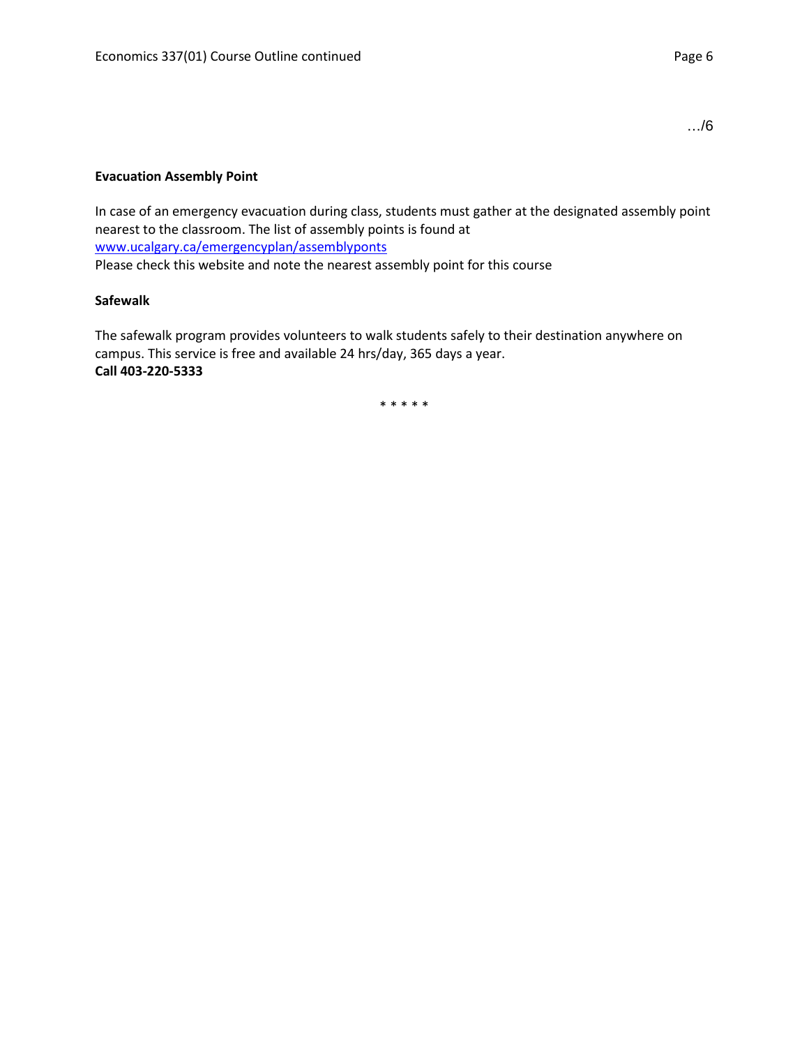…/6

**Evacuation Assembly Point**

In case of an emergency evacuation during class, students must gather at the designated assembly point nearest to the classroom. The list of assembly points is found at [www.ucalgary.ca/emergencyplan/assemblyponts](www.ucalgary.ca/emergencyplan/assemblyponts)
Please check this website and note the nearest assembly point for this course

**Safewalk**

The safewalk program provides volunteers to walk students safely to their destination anywhere on campus. This service is free and available 24 hrs/day, 365 days a year.
**Call 403-220-5333**

* * * * *